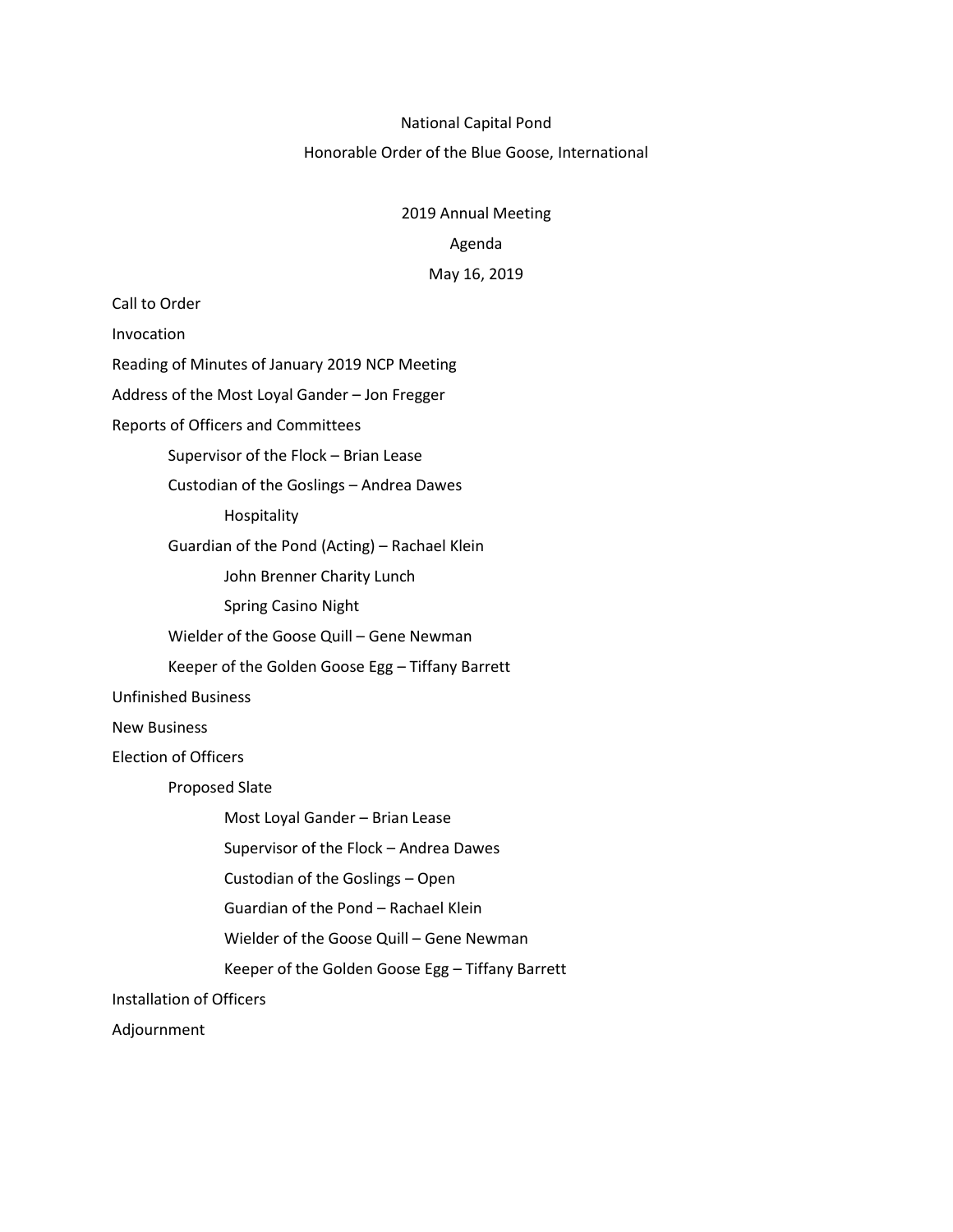# National Capital Pond

## Honorable Order of the Blue Goose, International

### 2019 Annual Meeting

### Agenda

### May 16, 2019

- Call to Order
- Invocation
- Reading of Minutes of January 2019 NCP Meeting
- Address of the Most Loyal Gander – Jon Fregger
- Reports of Officers and Committees
  - Supervisor of the Flock – Brian Lease
  - Custodian of the Goslings – Andrea Dawes
    - Hospitality
  - Guardian of the Pond (Acting) – Rachael Klein
    - John Brenner Charity Lunch
    - Spring Casino Night
  - Wielder of the Goose Quill – Gene Newman
  - Keeper of the Golden Goose Egg – Tiffany Barrett
- Unfinished Business
- New Business
- Election of Officers
  - Proposed Slate
    - Most Loyal Gander – Brian Lease
    - Supervisor of the Flock – Andrea Dawes
    - Custodian of the Goslings – Open
    - Guardian of the Pond – Rachael Klein
    - Wielder of the Goose Quill – Gene Newman
    - Keeper of the Golden Goose Egg – Tiffany Barrett
- Installation of Officers
- Adjournment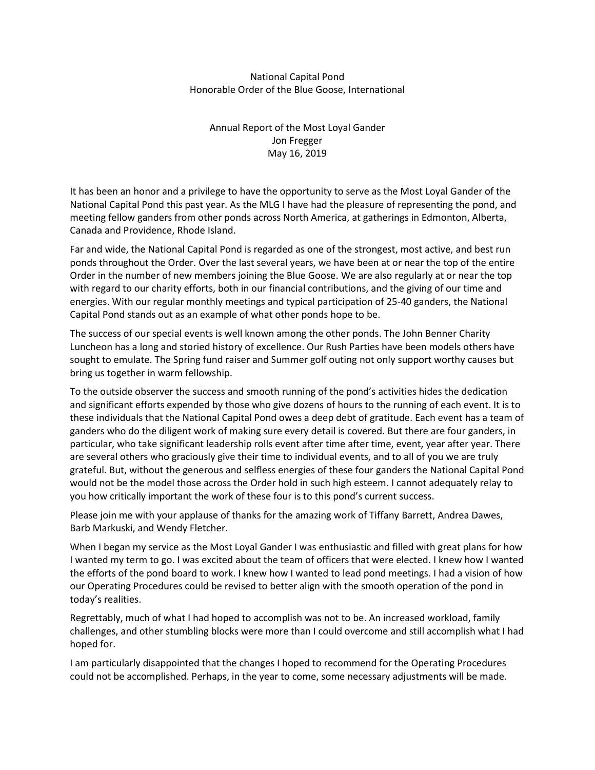National Capital Pond
Honorable Order of the Blue Goose, International

Annual Report of the Most Loyal Gander
Jon Fregger
May 16, 2019

It has been an honor and a privilege to have the opportunity to serve as the Most Loyal Gander of the National Capital Pond this past year. As the MLG I have had the pleasure of representing the pond, and meeting fellow ganders from other ponds across North America, at gatherings in Edmonton, Alberta, Canada and Providence, Rhode Island.

Far and wide, the National Capital Pond is regarded as one of the strongest, most active, and best run ponds throughout the Order. Over the last several years, we have been at or near the top of the entire Order in the number of new members joining the Blue Goose. We are also regularly at or near the top with regard to our charity efforts, both in our financial contributions, and the giving of our time and energies. With our regular monthly meetings and typical participation of 25-40 ganders, the National Capital Pond stands out as an example of what other ponds hope to be.

The success of our special events is well known among the other ponds. The John Benner Charity Luncheon has a long and storied history of excellence. Our Rush Parties have been models others have sought to emulate. The Spring fund raiser and Summer golf outing not only support worthy causes but bring us together in warm fellowship.

To the outside observer the success and smooth running of the pond's activities hides the dedication and significant efforts expended by those who give dozens of hours to the running of each event. It is to these individuals that the National Capital Pond owes a deep debt of gratitude. Each event has a team of ganders who do the diligent work of making sure every detail is covered. But there are four ganders, in particular, who take significant leadership rolls event after time after time, event, year after year. There are several others who graciously give their time to individual events, and to all of you we are truly grateful. But, without the generous and selfless energies of these four ganders the National Capital Pond would not be the model those across the Order hold in such high esteem. I cannot adequately relay to you how critically important the work of these four is to this pond's current success.

Please join me with your applause of thanks for the amazing work of Tiffany Barrett, Andrea Dawes, Barb Markuski, and Wendy Fletcher.

When I began my service as the Most Loyal Gander I was enthusiastic and filled with great plans for how I wanted my term to go. I was excited about the team of officers that were elected. I knew how I wanted the efforts of the pond board to work. I knew how I wanted to lead pond meetings. I had a vision of how our Operating Procedures could be revised to better align with the smooth operation of the pond in today's realities.

Regrettably, much of what I had hoped to accomplish was not to be. An increased workload, family challenges, and other stumbling blocks were more than I could overcome and still accomplish what I had hoped for.

I am particularly disappointed that the changes I hoped to recommend for the Operating Procedures could not be accomplished. Perhaps, in the year to come, some necessary adjustments will be made.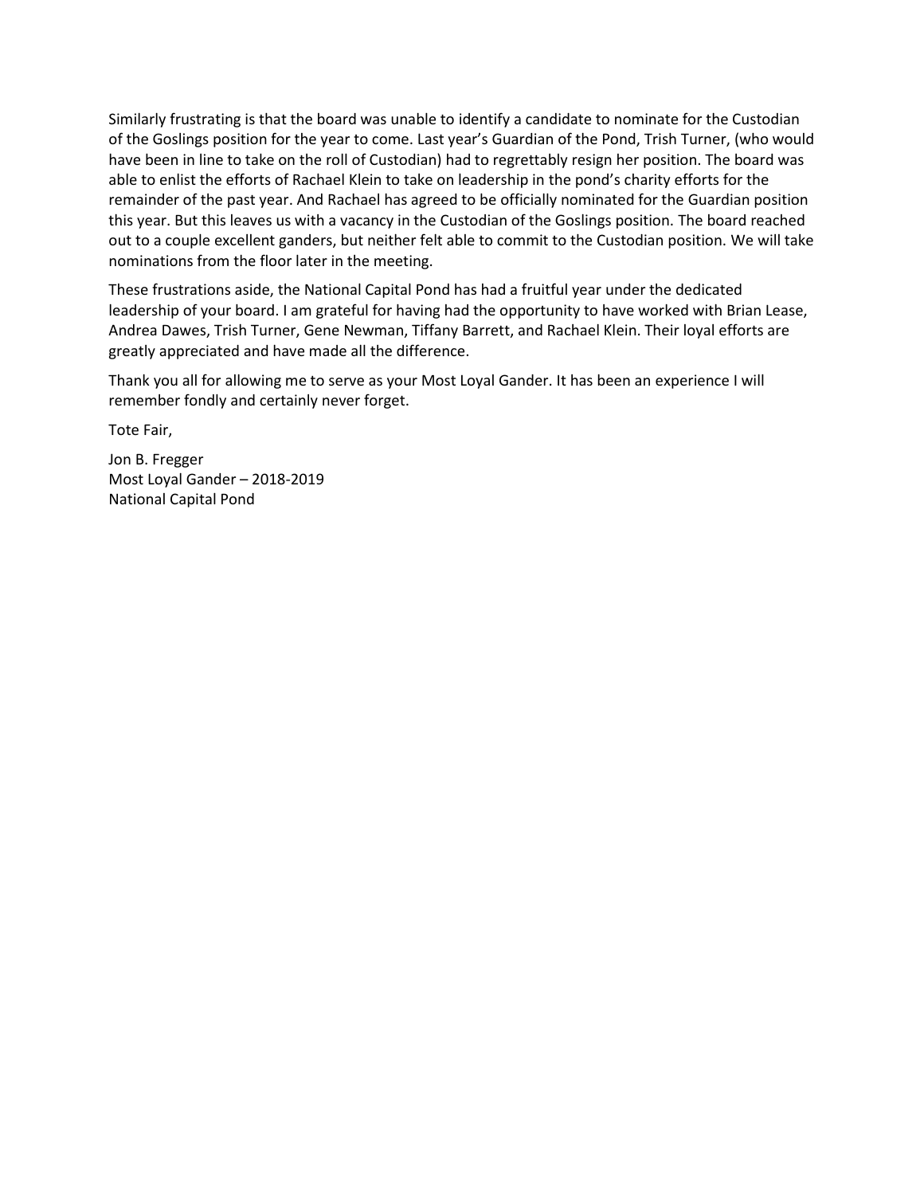Similarly frustrating is that the board was unable to identify a candidate to nominate for the Custodian of the Goslings position for the year to come. Last year's Guardian of the Pond, Trish Turner, (who would have been in line to take on the roll of Custodian) had to regrettably resign her position. The board was able to enlist the efforts of Rachael Klein to take on leadership in the pond's charity efforts for the remainder of the past year. And Rachael has agreed to be officially nominated for the Guardian position this year. But this leaves us with a vacancy in the Custodian of the Goslings position. The board reached out to a couple excellent ganders, but neither felt able to commit to the Custodian position. We will take nominations from the floor later in the meeting.

These frustrations aside, the National Capital Pond has had a fruitful year under the dedicated leadership of your board. I am grateful for having had the opportunity to have worked with Brian Lease, Andrea Dawes, Trish Turner, Gene Newman, Tiffany Barrett, and Rachael Klein. Their loyal efforts are greatly appreciated and have made all the difference.

Thank you all for allowing me to serve as your Most Loyal Gander. It has been an experience I will remember fondly and certainly never forget.

Tote Fair,

Jon B. Fregger
Most Loyal Gander – 2018-2019
National Capital Pond